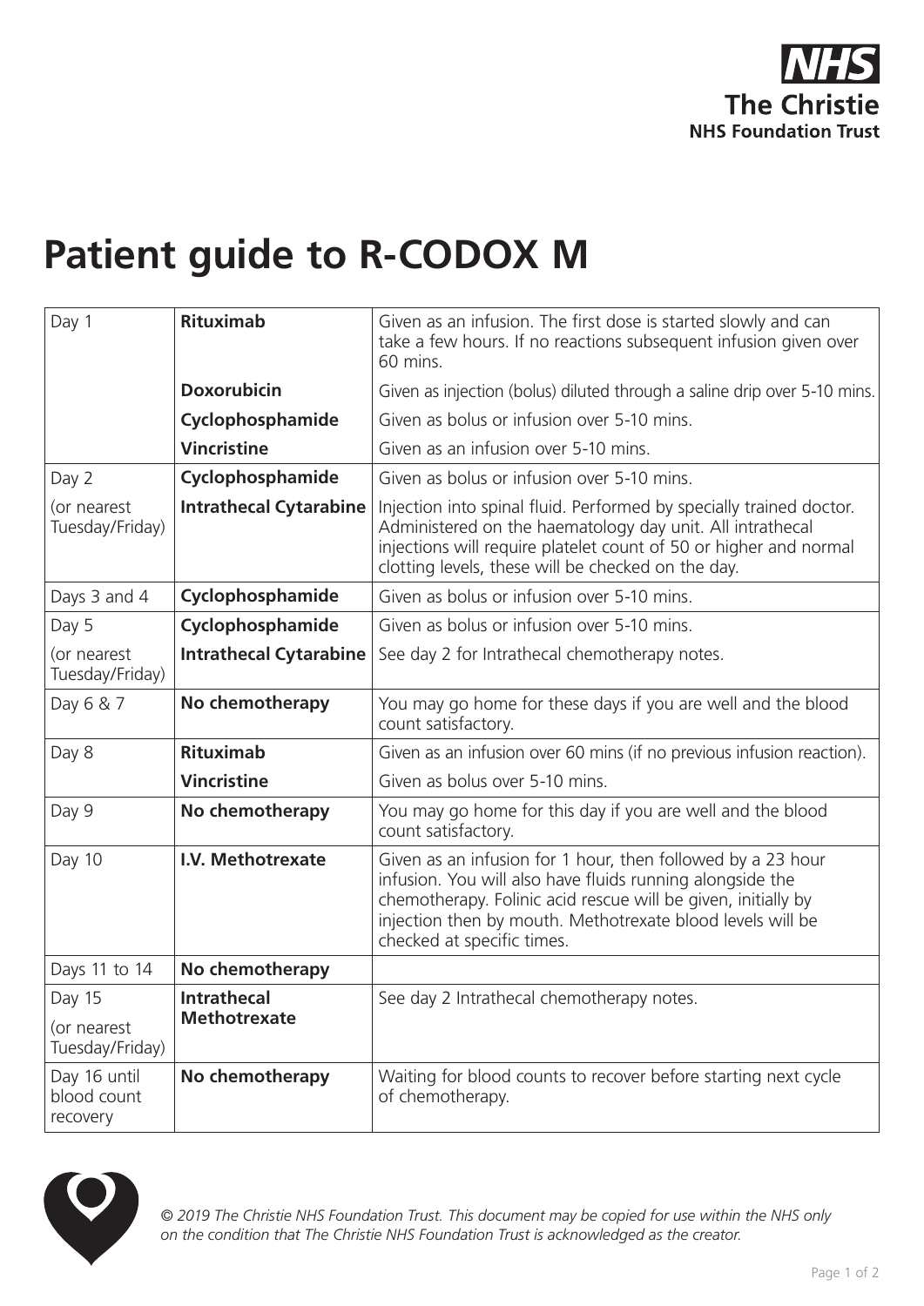NHS
**The Christie**
**NHS Foundation Trust**

# Patient guide to R-CODOX M

| Day | Drug | Details |
|---|---|---|
| Day 1 | **Rituximab** | Given as an infusion. The first dose is started slowly and can take a few hours. If no reactions subsequent infusion given over 60 mins. |
| | **Doxorubicin** | Given as injection (bolus) diluted through a saline drip over 5-10 mins. |
| | **Cyclophosphamide** | Given as bolus or infusion over 5-10 mins. |
| | **Vincristine** | Given as an infusion over 5-10 mins. |
| Day 2 | **Cyclophosphamide** | Given as bolus or infusion over 5-10 mins. |
| (or nearest Tuesday/Friday) | **Intrathecal Cytarabine** | Injection into spinal fluid. Performed by specially trained doctor. Administered on the haematology day unit. All intrathecal injections will require platelet count of 50 or higher and normal clotting levels, these will be checked on the day. |
| Days 3 and 4 | **Cyclophosphamide** | Given as bolus or infusion over 5-10 mins. |
| Day 5 | **Cyclophosphamide** | Given as bolus or infusion over 5-10 mins. |
| (or nearest Tuesday/Friday) | **Intrathecal Cytarabine** | See day 2 for Intrathecal chemotherapy notes. |
| Day 6 & 7 | **No chemotherapy** | You may go home for these days if you are well and the blood count satisfactory. |
| Day 8 | **Rituximab** | Given as an infusion over 60 mins (if no previous infusion reaction). |
| | **Vincristine** | Given as bolus over 5-10 mins. |
| Day 9 | **No chemotherapy** | You may go home for this day if you are well and the blood count satisfactory. |
| Day 10 | **I.V. Methotrexate** | Given as an infusion for 1 hour, then followed by a 23 hour infusion. You will also have fluids running alongside the chemotherapy. Folinic acid rescue will be given, initially by injection then by mouth. Methotrexate blood levels will be checked at specific times. |
| Days 11 to 14 | **No chemotherapy** | |
| Day 15 (or nearest Tuesday/Friday) | **Intrathecal Methotrexate** | See day 2 Intrathecal chemotherapy notes. |
| Day 16 until blood count recovery | **No chemotherapy** | Waiting for blood counts to recover before starting next cycle of chemotherapy. |

*© 2019 The Christie NHS Foundation Trust. This document may be copied for use within the NHS only on the condition that The Christie NHS Foundation Trust is acknowledged as the creator.*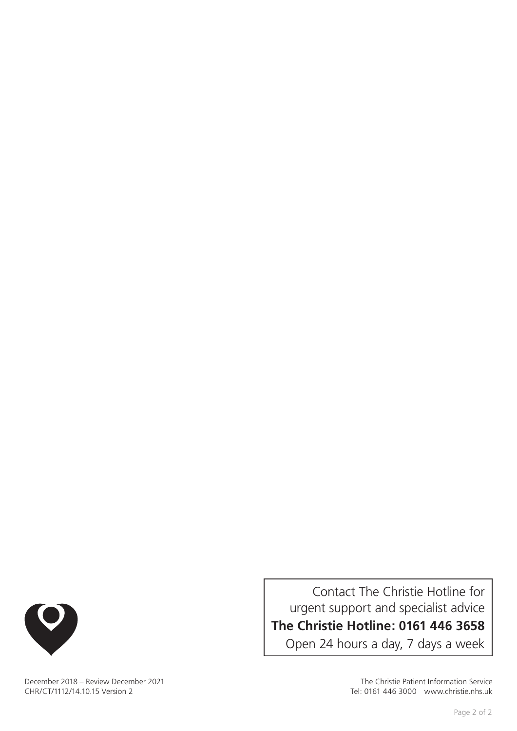Contact The Christie Hotline for urgent support and specialist advice

**The Christie Hotline: 0161 446 3658**

Open 24 hours a day, 7 days a week

December 2018 – Review December 2021
CHR/CT/1112/14.10.15 Version 2

The Christie Patient Information Service
Tel: 0161 446 3000 www.christie.nhs.uk